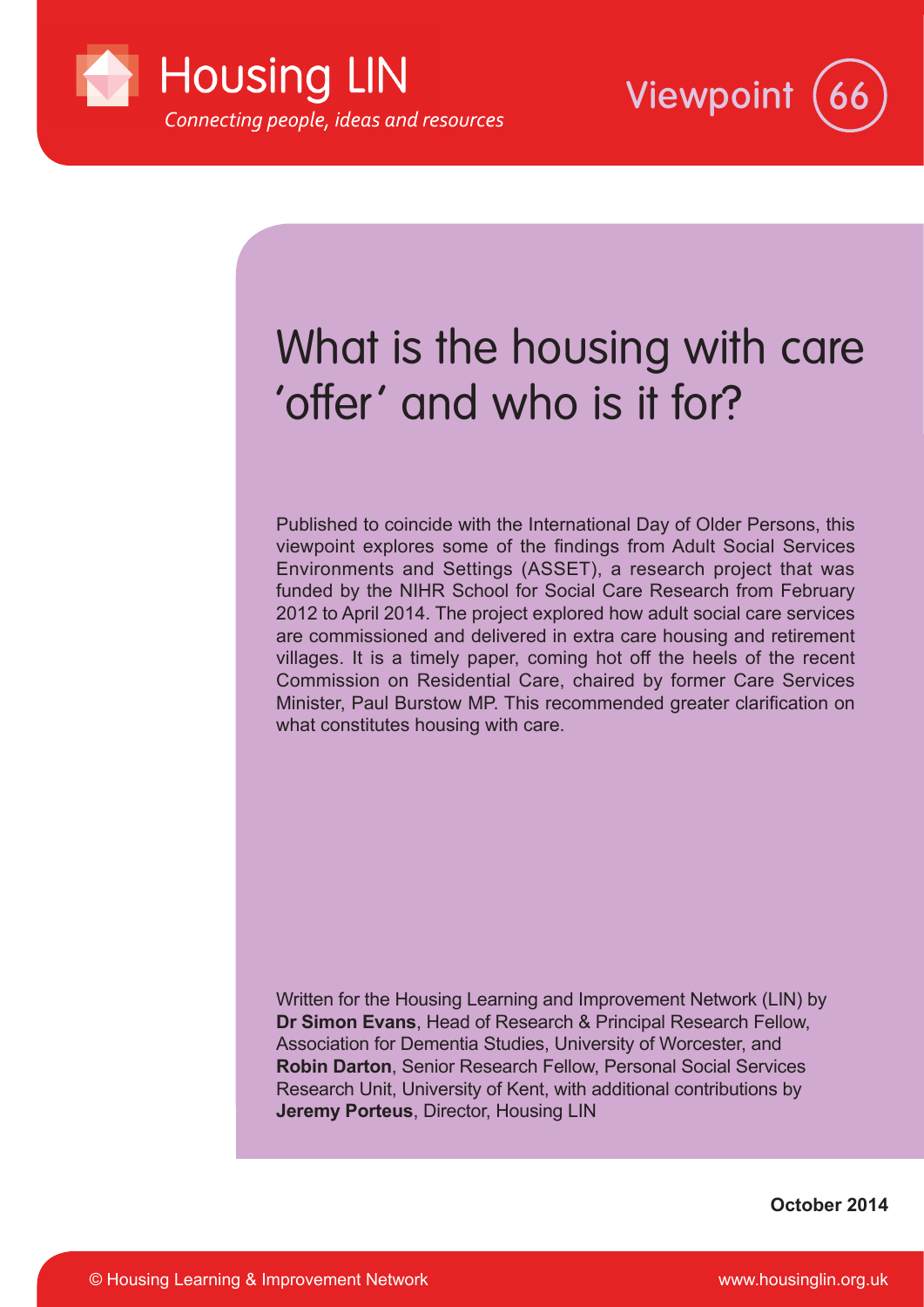Housing LIN

*Connecting people, ideas and resources*

Viewpoint 66

# What is the housing with care 'offer' and who is it for?

Published to coincide with the International Day of Older Persons, this viewpoint explores some of the findings from Adult Social Services Environments and Settings (ASSET), a research project that was funded by the NIHR School for Social Care Research from February 2012 to April 2014. The project explored how adult social care services are commissioned and delivered in extra care housing and retirement villages. It is a timely paper, coming hot off the heels of the recent Commission on Residential Care, chaired by former Care Services Minister, Paul Burstow MP. This recommended greater clarification on what constitutes housing with care.

Written for the Housing Learning and Improvement Network (LIN) by **Dr Simon Evans**, Head of Research & Principal Research Fellow, Association for Dementia Studies, University of Worcester, and **Robin Darton**, Senior Research Fellow, Personal Social Services Research Unit, University of Kent, with additional contributions by **Jeremy Porteus**, Director, Housing LIN

**October 2014**

© Housing Learning & Improvement Network

www.housinglin.org.uk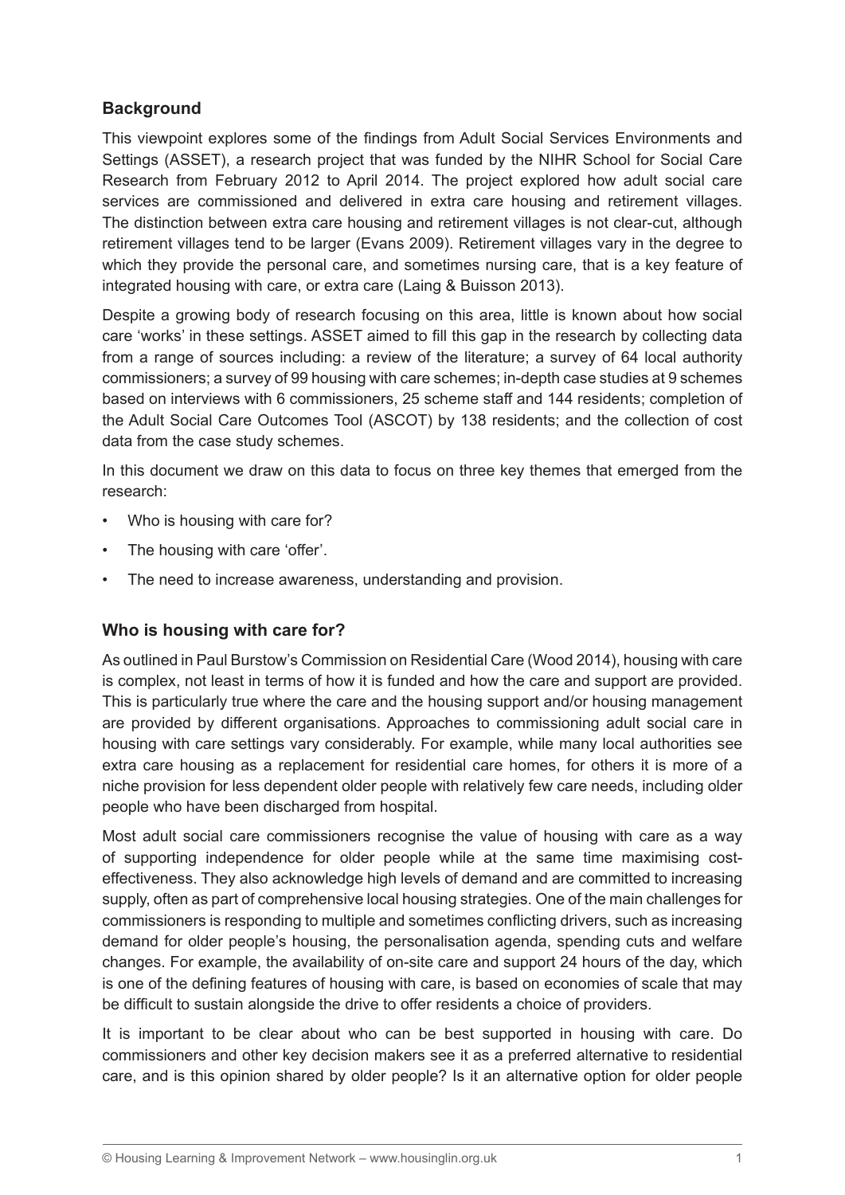## Background

This viewpoint explores some of the findings from Adult Social Services Environments and Settings (ASSET), a research project that was funded by the NIHR School for Social Care Research from February 2012 to April 2014. The project explored how adult social care services are commissioned and delivered in extra care housing and retirement villages. The distinction between extra care housing and retirement villages is not clear-cut, although retirement villages tend to be larger (Evans 2009). Retirement villages vary in the degree to which they provide the personal care, and sometimes nursing care, that is a key feature of integrated housing with care, or extra care (Laing & Buisson 2013).

Despite a growing body of research focusing on this area, little is known about how social care 'works' in these settings. ASSET aimed to fill this gap in the research by collecting data from a range of sources including: a review of the literature; a survey of 64 local authority commissioners; a survey of 99 housing with care schemes; in-depth case studies at 9 schemes based on interviews with 6 commissioners, 25 scheme staff and 144 residents; completion of the Adult Social Care Outcomes Tool (ASCOT) by 138 residents; and the collection of cost data from the case study schemes.

In this document we draw on this data to focus on three key themes that emerged from the research:

- Who is housing with care for?
- The housing with care 'offer'.
- The need to increase awareness, understanding and provision.

## Who is housing with care for?

As outlined in Paul Burstow's Commission on Residential Care (Wood 2014), housing with care is complex, not least in terms of how it is funded and how the care and support are provided. This is particularly true where the care and the housing support and/or housing management are provided by different organisations. Approaches to commissioning adult social care in housing with care settings vary considerably. For example, while many local authorities see extra care housing as a replacement for residential care homes, for others it is more of a niche provision for less dependent older people with relatively few care needs, including older people who have been discharged from hospital.

Most adult social care commissioners recognise the value of housing with care as a way of supporting independence for older people while at the same time maximising cost-effectiveness. They also acknowledge high levels of demand and are committed to increasing supply, often as part of comprehensive local housing strategies. One of the main challenges for commissioners is responding to multiple and sometimes conflicting drivers, such as increasing demand for older people's housing, the personalisation agenda, spending cuts and welfare changes. For example, the availability of on-site care and support 24 hours of the day, which is one of the defining features of housing with care, is based on economies of scale that may be difficult to sustain alongside the drive to offer residents a choice of providers.

It is important to be clear about who can be best supported in housing with care. Do commissioners and other key decision makers see it as a preferred alternative to residential care, and is this opinion shared by older people? Is it an alternative option for older people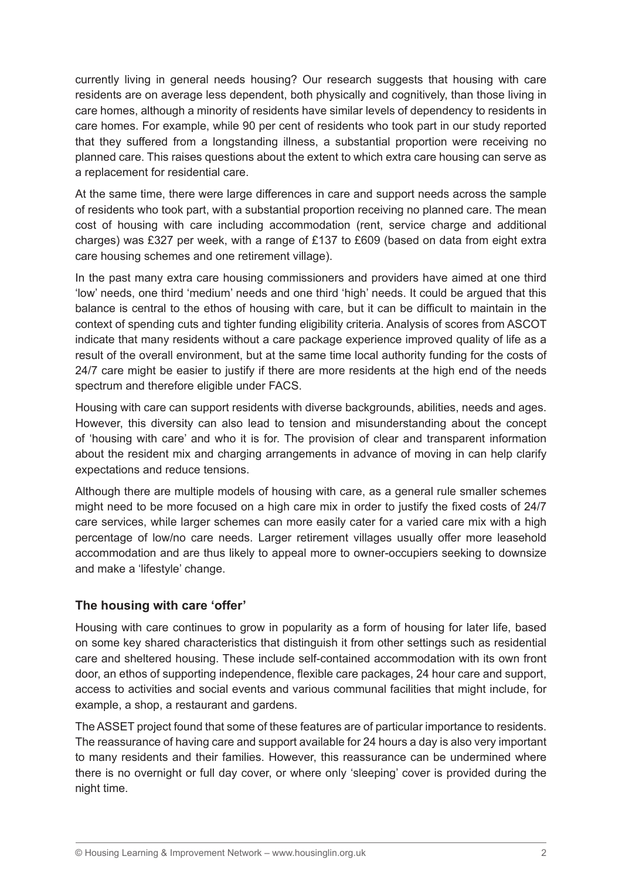currently living in general needs housing? Our research suggests that housing with care residents are on average less dependent, both physically and cognitively, than those living in care homes, although a minority of residents have similar levels of dependency to residents in care homes. For example, while 90 per cent of residents who took part in our study reported that they suffered from a longstanding illness, a substantial proportion were receiving no planned care. This raises questions about the extent to which extra care housing can serve as a replacement for residential care.

At the same time, there were large differences in care and support needs across the sample of residents who took part, with a substantial proportion receiving no planned care. The mean cost of housing with care including accommodation (rent, service charge and additional charges) was £327 per week, with a range of £137 to £609 (based on data from eight extra care housing schemes and one retirement village).

In the past many extra care housing commissioners and providers have aimed at one third 'low' needs, one third 'medium' needs and one third 'high' needs. It could be argued that this balance is central to the ethos of housing with care, but it can be difficult to maintain in the context of spending cuts and tighter funding eligibility criteria. Analysis of scores from ASCOT indicate that many residents without a care package experience improved quality of life as a result of the overall environment, but at the same time local authority funding for the costs of 24/7 care might be easier to justify if there are more residents at the high end of the needs spectrum and therefore eligible under FACS.

Housing with care can support residents with diverse backgrounds, abilities, needs and ages. However, this diversity can also lead to tension and misunderstanding about the concept of 'housing with care' and who it is for. The provision of clear and transparent information about the resident mix and charging arrangements in advance of moving in can help clarify expectations and reduce tensions.

Although there are multiple models of housing with care, as a general rule smaller schemes might need to be more focused on a high care mix in order to justify the fixed costs of 24/7 care services, while larger schemes can more easily cater for a varied care mix with a high percentage of low/no care needs. Larger retirement villages usually offer more leasehold accommodation and are thus likely to appeal more to owner-occupiers seeking to downsize and make a 'lifestyle' change.

### The housing with care 'offer'

Housing with care continues to grow in popularity as a form of housing for later life, based on some key shared characteristics that distinguish it from other settings such as residential care and sheltered housing. These include self-contained accommodation with its own front door, an ethos of supporting independence, flexible care packages, 24 hour care and support, access to activities and social events and various communal facilities that might include, for example, a shop, a restaurant and gardens.

The ASSET project found that some of these features are of particular importance to residents. The reassurance of having care and support available for 24 hours a day is also very important to many residents and their families. However, this reassurance can be undermined where there is no overnight or full day cover, or where only 'sleeping' cover is provided during the night time.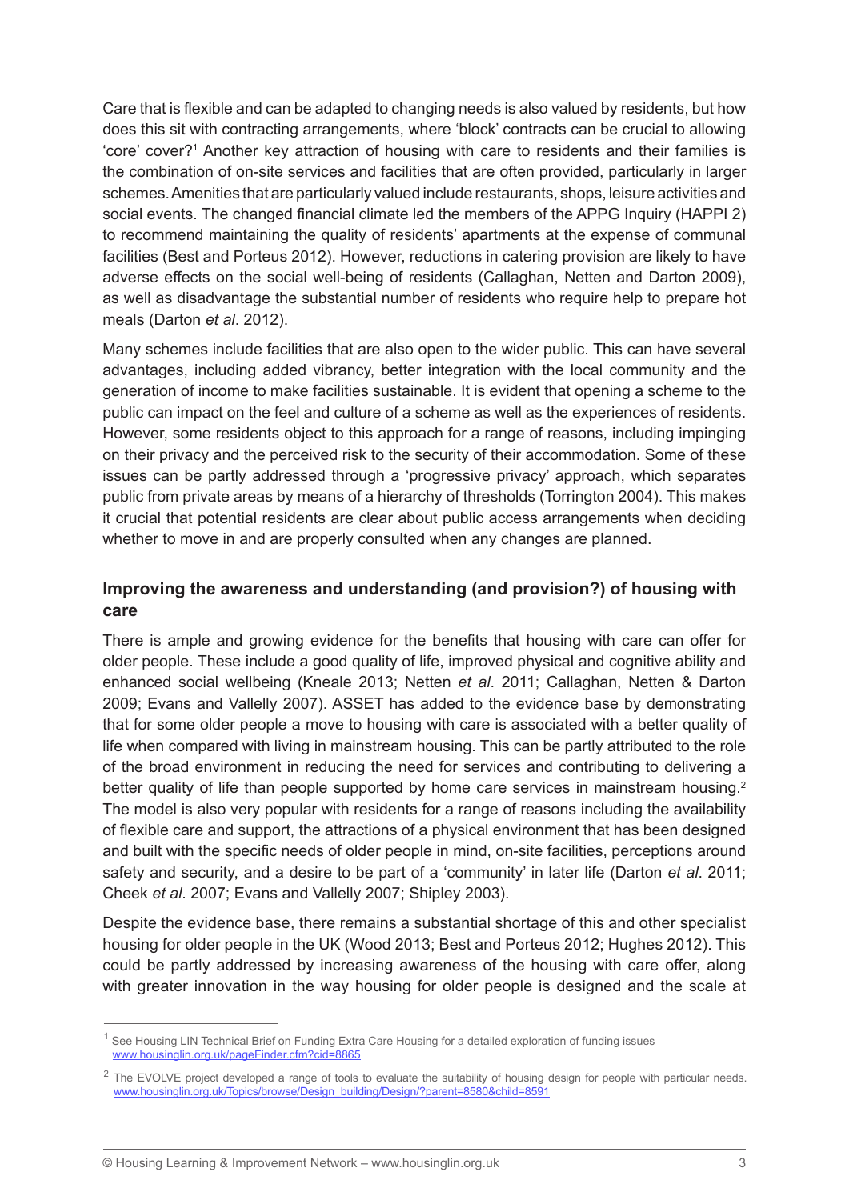Care that is flexible and can be adapted to changing needs is also valued by residents, but how does this sit with contracting arrangements, where 'block' contracts can be crucial to allowing 'core' cover?[1] Another key attraction of housing with care to residents and their families is the combination of on-site services and facilities that are often provided, particularly in larger schemes. Amenities that are particularly valued include restaurants, shops, leisure activities and social events. The changed financial climate led the members of the APPG Inquiry (HAPPI 2) to recommend maintaining the quality of residents' apartments at the expense of communal facilities (Best and Porteus 2012). However, reductions in catering provision are likely to have adverse effects on the social well-being of residents (Callaghan, Netten and Darton 2009), as well as disadvantage the substantial number of residents who require help to prepare hot meals (Darton *et al*. 2012).

Many schemes include facilities that are also open to the wider public. This can have several advantages, including added vibrancy, better integration with the local community and the generation of income to make facilities sustainable. It is evident that opening a scheme to the public can impact on the feel and culture of a scheme as well as the experiences of residents. However, some residents object to this approach for a range of reasons, including impinging on their privacy and the perceived risk to the security of their accommodation. Some of these issues can be partly addressed through a 'progressive privacy' approach, which separates public from private areas by means of a hierarchy of thresholds (Torrington 2004). This makes it crucial that potential residents are clear about public access arrangements when deciding whether to move in and are properly consulted when any changes are planned.

## Improving the awareness and understanding (and provision?) of housing with care

There is ample and growing evidence for the benefits that housing with care can offer for older people. These include a good quality of life, improved physical and cognitive ability and enhanced social wellbeing (Kneale 2013; Netten *et al*. 2011; Callaghan, Netten & Darton 2009; Evans and Vallelly 2007). ASSET has added to the evidence base by demonstrating that for some older people a move to housing with care is associated with a better quality of life when compared with living in mainstream housing. This can be partly attributed to the role of the broad environment in reducing the need for services and contributing to delivering a better quality of life than people supported by home care services in mainstream housing.[2] The model is also very popular with residents for a range of reasons including the availability of flexible care and support, the attractions of a physical environment that has been designed and built with the specific needs of older people in mind, on-site facilities, perceptions around safety and security, and a desire to be part of a 'community' in later life (Darton *et al*. 2011; Cheek *et al*. 2007; Evans and Vallelly 2007; Shipley 2003).

Despite the evidence base, there remains a substantial shortage of this and other specialist housing for older people in the UK (Wood 2013; Best and Porteus 2012; Hughes 2012). This could be partly addressed by increasing awareness of the housing with care offer, along with greater innovation in the way housing for older people is designed and the scale at

---

[1] See Housing LIN Technical Brief on Funding Extra Care Housing for a detailed exploration of funding issues www.housinglin.org.uk/pageFinder.cfm?cid=8865

[2] The EVOLVE project developed a range of tools to evaluate the suitability of housing design for people with particular needs. www.housinglin.org.uk/Topics/browse/Design_building/Design/?parent=8580&child=8591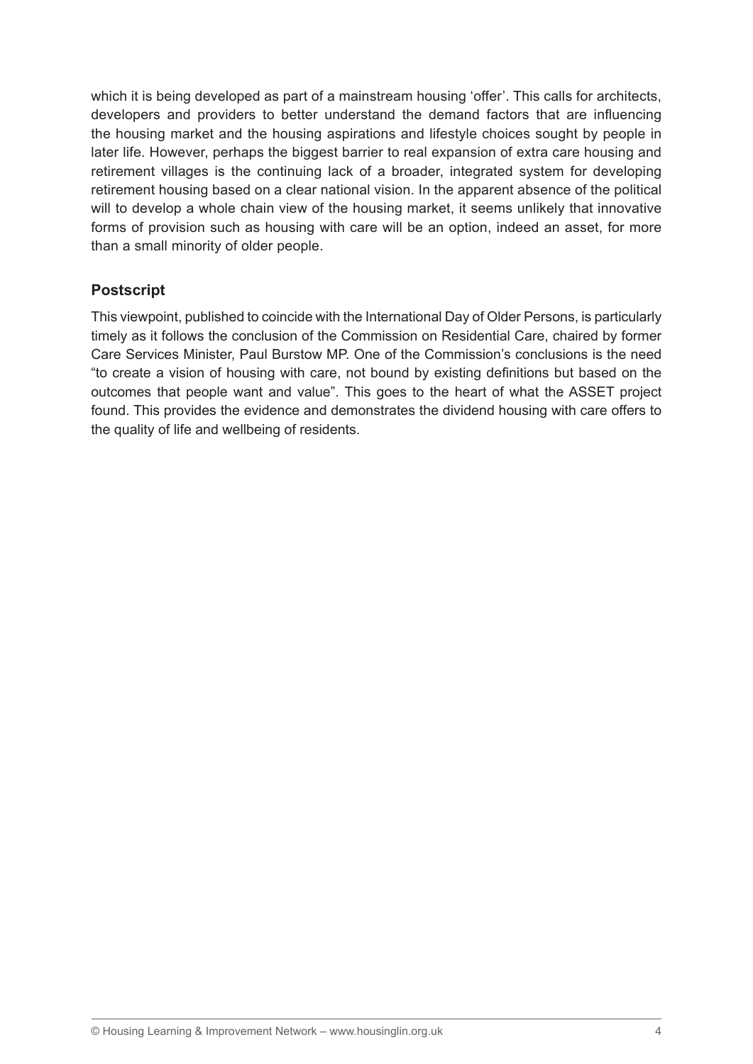which it is being developed as part of a mainstream housing 'offer'. This calls for architects, developers and providers to better understand the demand factors that are influencing the housing market and the housing aspirations and lifestyle choices sought by people in later life. However, perhaps the biggest barrier to real expansion of extra care housing and retirement villages is the continuing lack of a broader, integrated system for developing retirement housing based on a clear national vision. In the apparent absence of the political will to develop a whole chain view of the housing market, it seems unlikely that innovative forms of provision such as housing with care will be an option, indeed an asset, for more than a small minority of older people.

## Postscript

This viewpoint, published to coincide with the International Day of Older Persons, is particularly timely as it follows the conclusion of the Commission on Residential Care, chaired by former Care Services Minister, Paul Burstow MP. One of the Commission's conclusions is the need "to create a vision of housing with care, not bound by existing definitions but based on the outcomes that people want and value". This goes to the heart of what the ASSET project found. This provides the evidence and demonstrates the dividend housing with care offers to the quality of life and wellbeing of residents.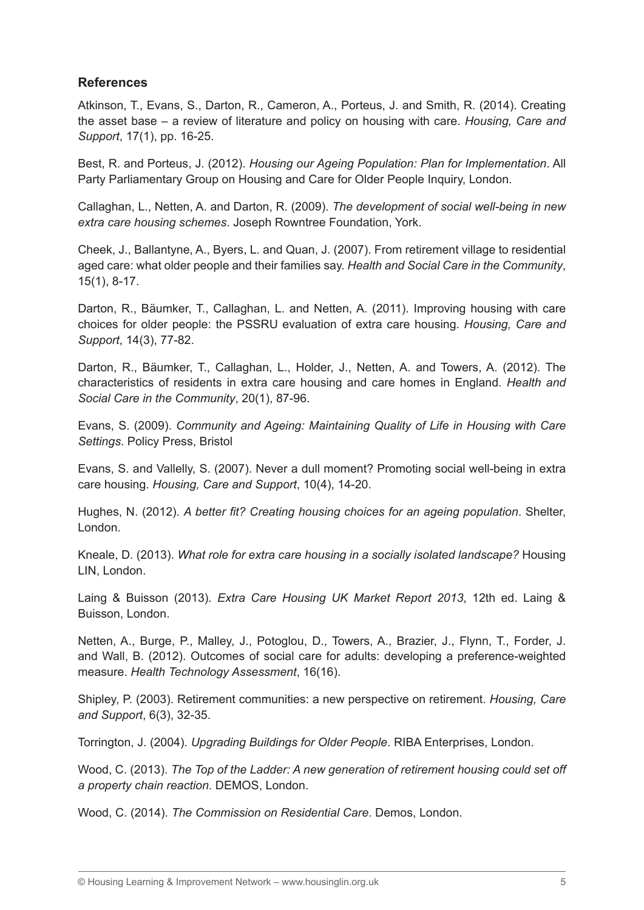## References

Atkinson, T., Evans, S., Darton, R., Cameron, A., Porteus, J. and Smith, R. (2014). Creating the asset base – a review of literature and policy on housing with care. *Housing, Care and Support*, 17(1), pp. 16-25.

Best, R. and Porteus, J. (2012). *Housing our Ageing Population: Plan for Implementation*. All Party Parliamentary Group on Housing and Care for Older People Inquiry, London.

Callaghan, L., Netten, A. and Darton, R. (2009). *The development of social well-being in new extra care housing schemes*. Joseph Rowntree Foundation, York.

Cheek, J., Ballantyne, A., Byers, L. and Quan, J. (2007). From retirement village to residential aged care: what older people and their families say. *Health and Social Care in the Community*, 15(1), 8-17.

Darton, R., Bäumker, T., Callaghan, L. and Netten, A. (2011). Improving housing with care choices for older people: the PSSRU evaluation of extra care housing. *Housing, Care and Support*, 14(3), 77-82.

Darton, R., Bäumker, T., Callaghan, L., Holder, J., Netten, A. and Towers, A. (2012). The characteristics of residents in extra care housing and care homes in England. *Health and Social Care in the Community*, 20(1), 87-96.

Evans, S. (2009). *Community and Ageing: Maintaining Quality of Life in Housing with Care Settings*. Policy Press, Bristol

Evans, S. and Vallelly, S. (2007). Never a dull moment? Promoting social well-being in extra care housing. *Housing, Care and Support*, 10(4), 14-20.

Hughes, N. (2012). *A better fit? Creating housing choices for an ageing population*. Shelter, London.

Kneale, D. (2013). *What role for extra care housing in a socially isolated landscape?* Housing LIN, London.

Laing & Buisson (2013). *Extra Care Housing UK Market Report 2013*, 12th ed. Laing & Buisson, London.

Netten, A., Burge, P., Malley, J., Potoglou, D., Towers, A., Brazier, J., Flynn, T., Forder, J. and Wall, B. (2012). Outcomes of social care for adults: developing a preference-weighted measure. *Health Technology Assessment*, 16(16).

Shipley, P. (2003). Retirement communities: a new perspective on retirement. *Housing, Care and Support*, 6(3), 32-35.

Torrington, J. (2004). *Upgrading Buildings for Older People*. RIBA Enterprises, London.

Wood, C. (2013). *The Top of the Ladder: A new generation of retirement housing could set off a property chain reaction*. DEMOS, London.

Wood, C. (2014). *The Commission on Residential Care*. Demos, London.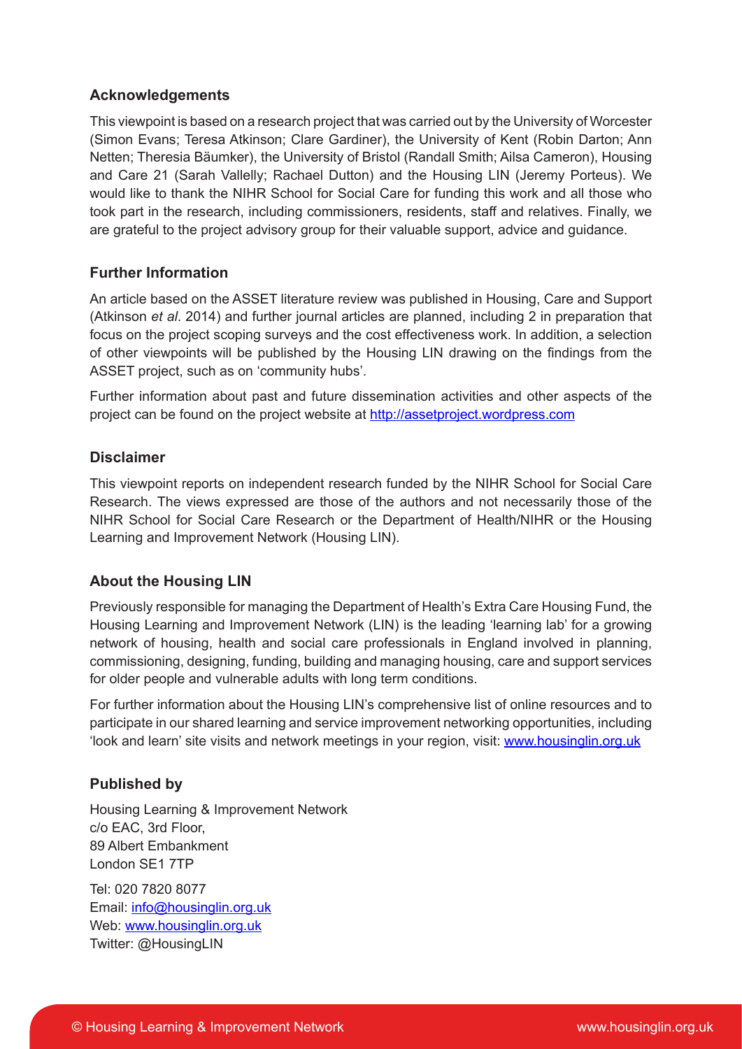### Acknowledgements

This viewpoint is based on a research project that was carried out by the University of Worcester (Simon Evans; Teresa Atkinson; Clare Gardiner), the University of Kent (Robin Darton; Ann Netten; Theresia Bäumker), the University of Bristol (Randall Smith; Ailsa Cameron), Housing and Care 21 (Sarah Vallelly; Rachael Dutton) and the Housing LIN (Jeremy Porteus). We would like to thank the NIHR School for Social Care for funding this work and all those who took part in the research, including commissioners, residents, staff and relatives. Finally, we are grateful to the project advisory group for their valuable support, advice and guidance.

### Further Information

An article based on the ASSET literature review was published in Housing, Care and Support (Atkinson *et al*. 2014) and further journal articles are planned, including 2 in preparation that focus on the project scoping surveys and the cost effectiveness work. In addition, a selection of other viewpoints will be published by the Housing LIN drawing on the findings from the ASSET project, such as on 'community hubs'.

Further information about past and future dissemination activities and other aspects of the project can be found on the project website at http://assetproject.wordpress.com

### Disclaimer

This viewpoint reports on independent research funded by the NIHR School for Social Care Research. The views expressed are those of the authors and not necessarily those of the NIHR School for Social Care Research or the Department of Health/NIHR or the Housing Learning and Improvement Network (Housing LIN).

### About the Housing LIN

Previously responsible for managing the Department of Health's Extra Care Housing Fund, the Housing Learning and Improvement Network (LIN) is the leading 'learning lab' for a growing network of housing, health and social care professionals in England involved in planning, commissioning, designing, funding, building and managing housing, care and support services for older people and vulnerable adults with long term conditions.

For further information about the Housing LIN's comprehensive list of online resources and to participate in our shared learning and service improvement networking opportunities, including 'look and learn' site visits and network meetings in your region, visit: www.housinglin.org.uk

### Published by

Housing Learning & Improvement Network
c/o EAC, 3rd Floor,
89 Albert Embankment
London SE1 7TP

Tel: 020 7820 8077
Email: info@housinglin.org.uk
Web: www.housinglin.org.uk
Twitter: @HousingLIN